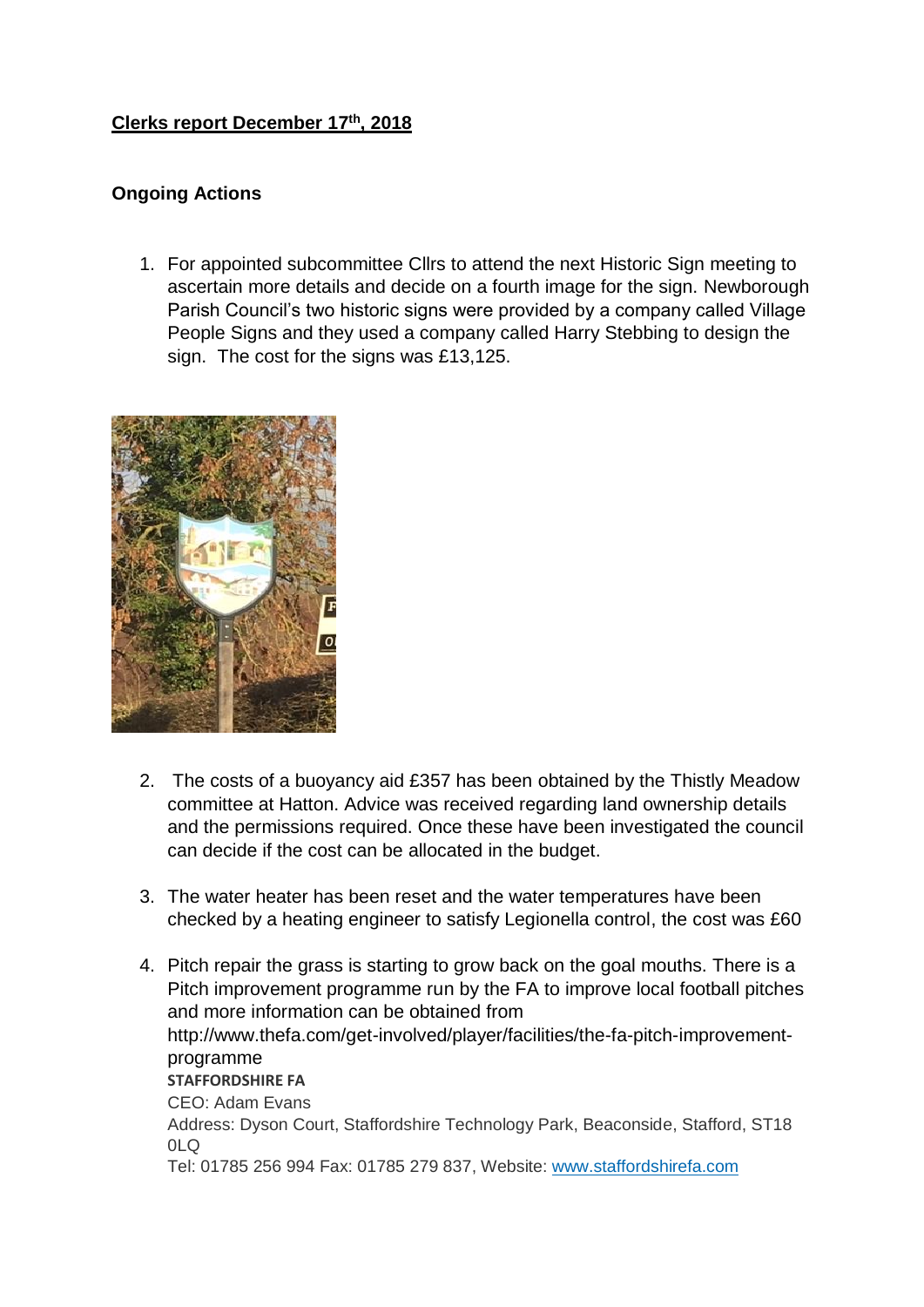**Clerks report December 17th, 2018**

**Ongoing Actions**

1. For appointed subcommittee Cllrs to attend the next Historic Sign meeting to ascertain more details and decide on a fourth image for the sign. Newborough Parish Council's two historic signs were provided by a company called Village People Signs and they used a company called Harry Stebbing to design the sign. The cost for the signs was £13,125.

2. The costs of a buoyancy aid £357 has been obtained by the Thistly Meadow committee at Hatton. Advice was received regarding land ownership details and the permissions required. Once these have been investigated the council can decide if the cost can be allocated in the budget.

3. The water heater has been reset and the water temperatures have been checked by a heating engineer to satisfy Legionella control, the cost was £60

4. Pitch repair the grass is starting to grow back on the goal mouths. There is a Pitch improvement programme run by the FA to improve local football pitches and more information can be obtained from http://www.thefa.com/get-involved/player/facilities/the-fa-pitch-improvement-programme
   **STAFFORDSHIRE FA**
   CEO: Adam Evans
   Address: Dyson Court, Staffordshire Technology Park, Beaconside, Stafford, ST18 0LQ
   Tel: 01785 256 994 Fax: 01785 279 837, Website: www.staffordshirefa.com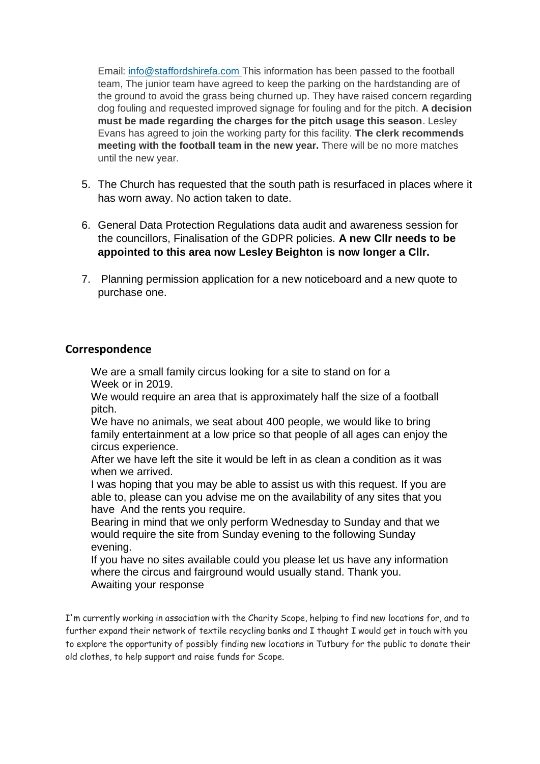Email: info@staffordshirefa.com This information has been passed to the football team, The junior team have agreed to keep the parking on the hardstanding are of the ground to avoid the grass being churned up. They have raised concern regarding dog fouling and requested improved signage for fouling and for the pitch. **A decision must be made regarding the charges for the pitch usage this season**. Lesley Evans has agreed to join the working party for this facility. **The clerk recommends meeting with the football team in the new year.** There will be no more matches until the new year.

5. The Church has requested that the south path is resurfaced in places where it has worn away. No action taken to date.

6. General Data Protection Regulations data audit and awareness session for the councillors, Finalisation of the GDPR policies. **A new Cllr needs to be appointed to this area now Lesley Beighton is now longer a Cllr.**

7. Planning permission application for a new noticeboard and a new quote to purchase one.

## Correspondence

We are a small family circus looking for a site to stand on for a Week or in 2019.
We would require an area that is approximately half the size of a football pitch.
We have no animals, we seat about 400 people, we would like to bring family entertainment at a low price so that people of all ages can enjoy the circus experience.
After we have left the site it would be left in as clean a condition as it was when we arrived.
I was hoping that you may be able to assist us with this request. If you are able to, please can you advise me on the availability of any sites that you have And the rents you require.
Bearing in mind that we only perform Wednesday to Sunday and that we would require the site from Sunday evening to the following Sunday evening.
If you have no sites available could you please let us have any information where the circus and fairground would usually stand. Thank you.
Awaiting your response

I'm currently working in association with the Charity Scope, helping to find new locations for, and to further expand their network of textile recycling banks and I thought I would get in touch with you to explore the opportunity of possibly finding new locations in Tutbury for the public to donate their old clothes, to help support and raise funds for Scope.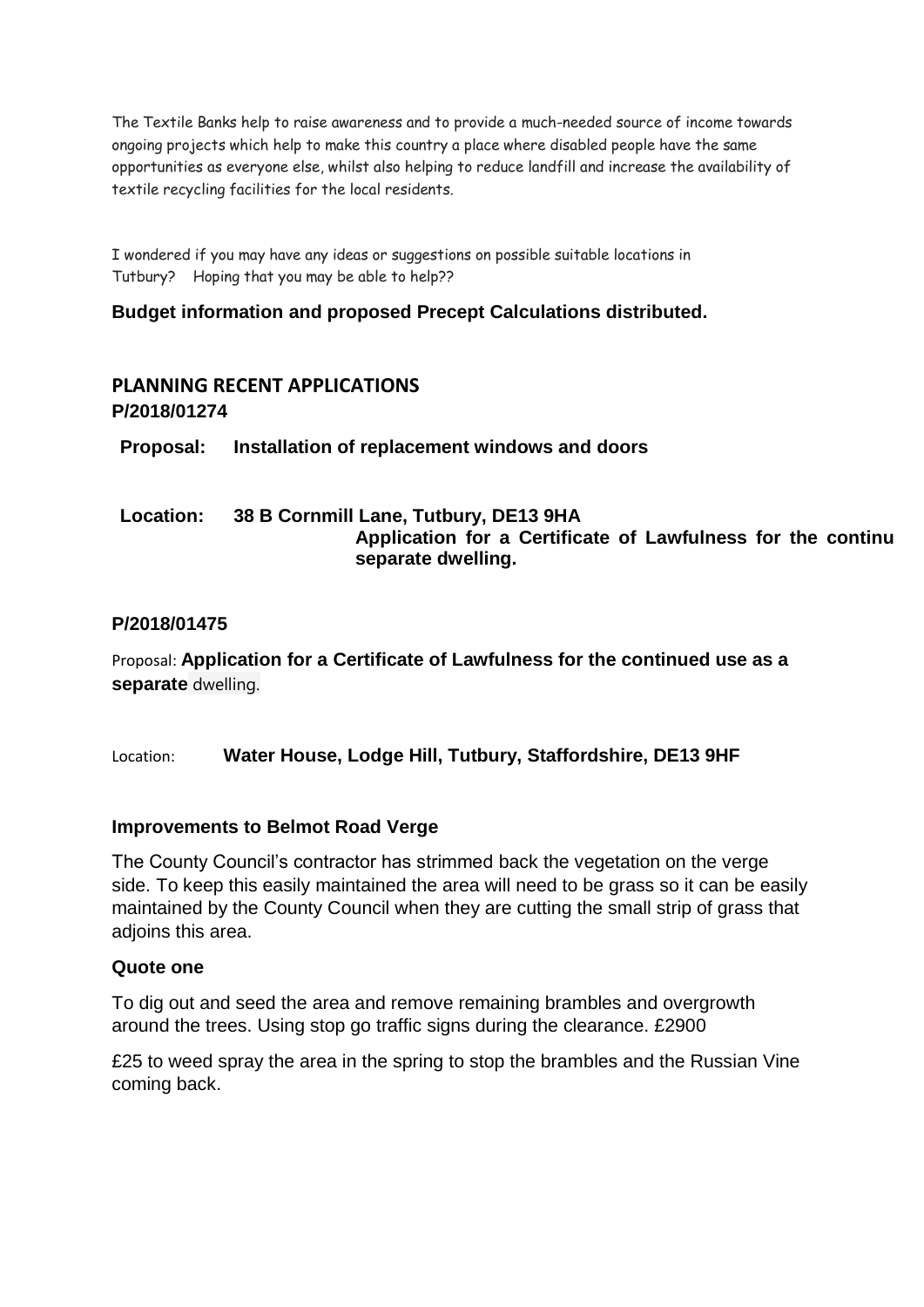The Textile Banks help to raise awareness and to provide a much-needed source of income towards ongoing projects which help to make this country a place where disabled people have the same opportunities as everyone else, whilst also helping to reduce landfill and increase the availability of textile recycling facilities for the local residents.

I wondered if you may have any ideas or suggestions on possible suitable locations in Tutbury?    Hoping that you may be able to help??

**Budget information and proposed Precept Calculations distributed.**

## PLANNING RECENT APPLICATIONS

**P/2018/01274**

**Proposal:** **Installation of replacement windows and doors**

**Location:** **38 B Cornmill Lane, Tutbury, DE13 9HA**
**Application for a Certificate of Lawfulness for the continu separate dwelling.**

**P/2018/01475**

Proposal: **Application for a Certificate of Lawfulness for the continued use as a separate** dwelling.

Location: **Water House, Lodge Hill, Tutbury, Staffordshire, DE13 9HF**

**Improvements to Belmot Road Verge**

The County Council's contractor has strimmed back the vegetation on the verge side. To keep this easily maintained the area will need to be grass so it can be easily maintained by the County Council when they are cutting the small strip of grass that adjoins this area.

**Quote one**

To dig out and seed the area and remove remaining brambles and overgrowth around the trees. Using stop go traffic signs during the clearance. £2900

£25 to weed spray the area in the spring to stop the brambles and the Russian Vine coming back.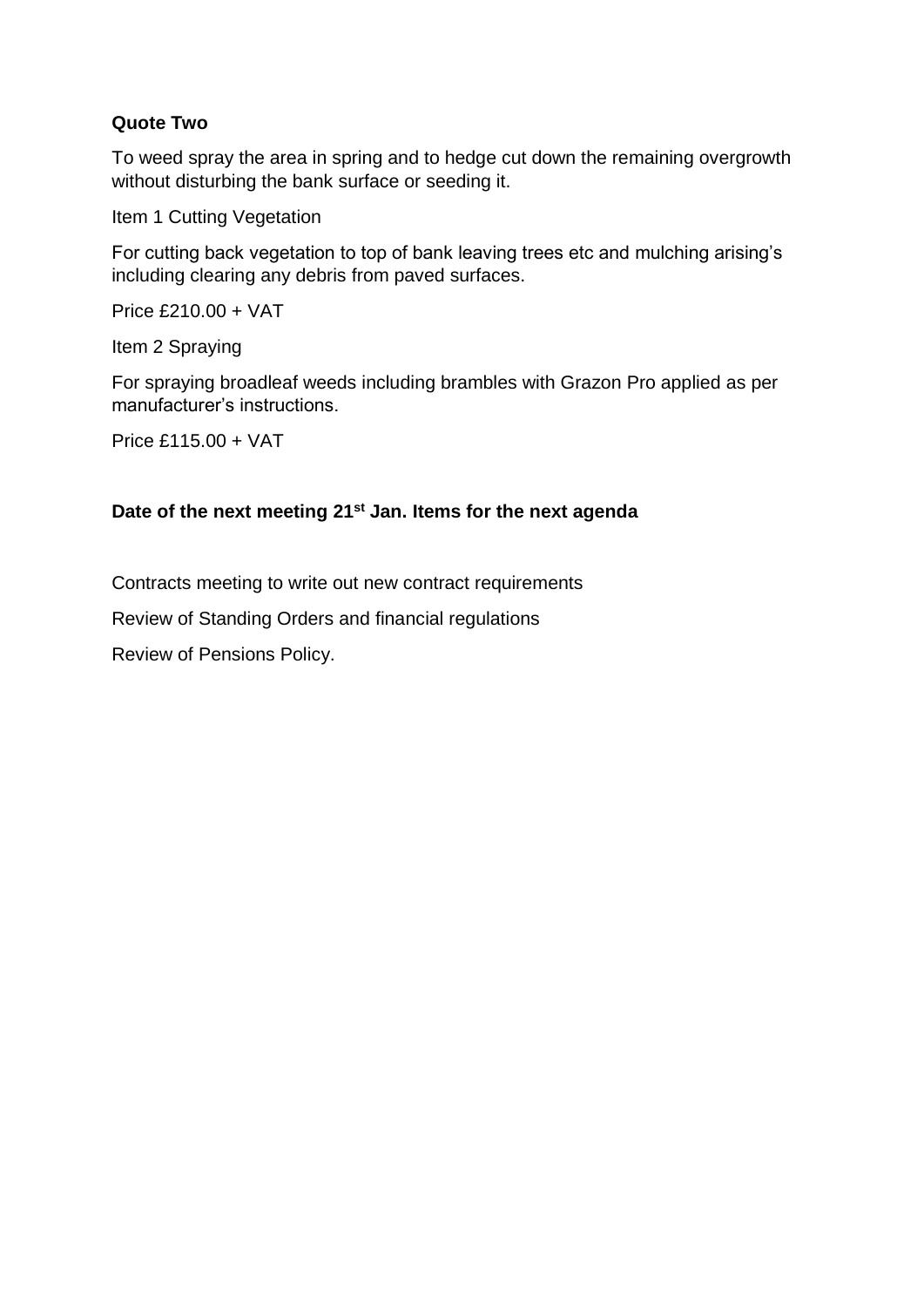**Quote Two**

To weed spray the area in spring and to hedge cut down the remaining overgrowth without disturbing the bank surface or seeding it.

Item 1 Cutting Vegetation

For cutting back vegetation to top of bank leaving trees etc and mulching arising's including clearing any debris from paved surfaces.

Price £210.00 + VAT

Item 2 Spraying

For spraying broadleaf weeds including brambles with Grazon Pro applied as per manufacturer's instructions.

Price £115.00 + VAT

**Date of the next meeting 21st Jan. Items for the next agenda**

Contracts meeting to write out new contract requirements

Review of Standing Orders and financial regulations

Review of Pensions Policy.